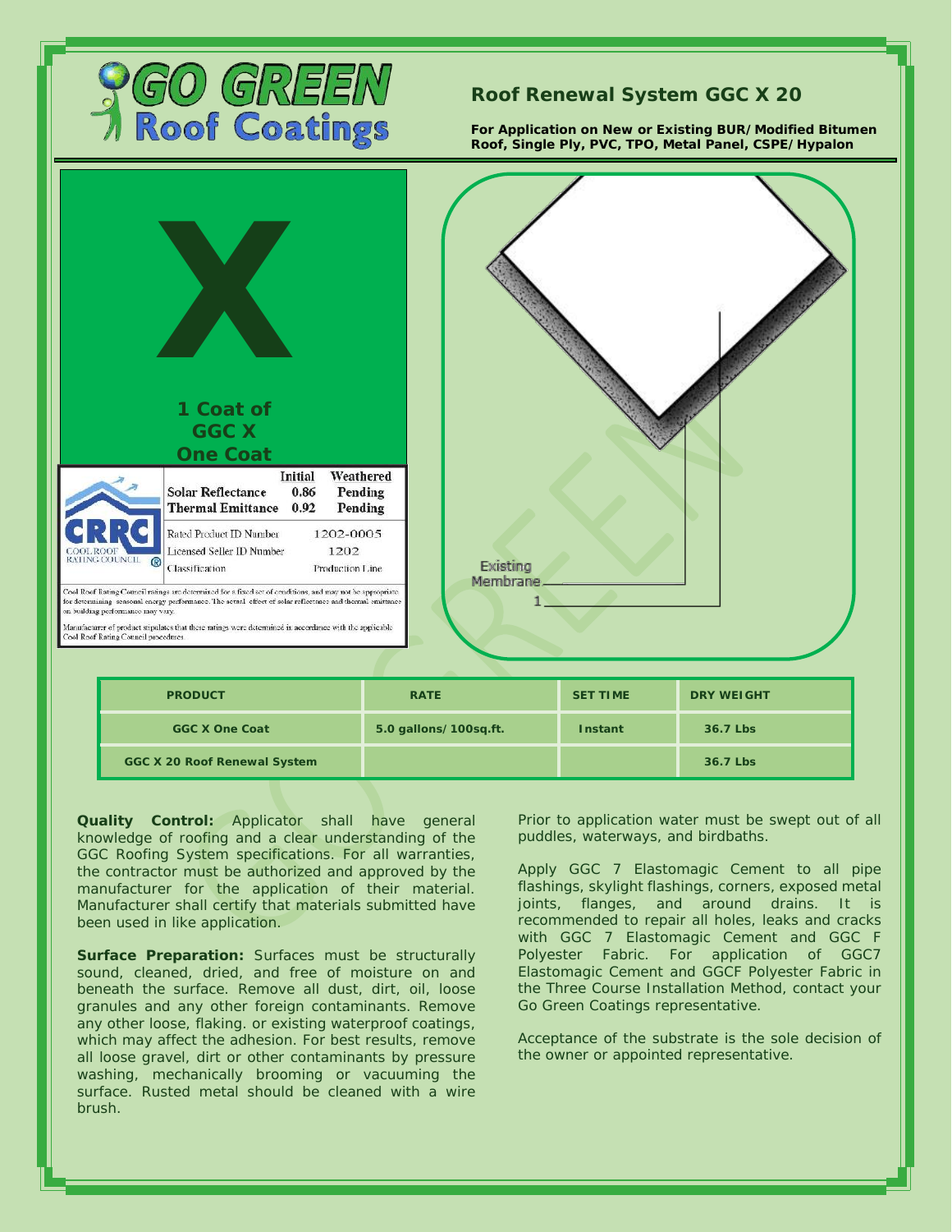# GO GREEN Roof Coatings

## Roof Renewal System GGC X 20

**For Application on New or Existing BUR/Modified Bitumen Roof, Single Ply, PVC, TPO, Metal Panel, CSPE/Hypalon**

X

**1 Coat of GGC X One Coat**

| | Initial | Weathered |
|---|---|---|
| Solar Reflectance | 0.86 | Pending |
| Thermal Emittance | 0.92 | Pending |

| | |
|---|---|
| Rated Product ID Number | 1202-0005 |
| Licensed Seller ID Number | 1202 |
| Classification | Production Line |

Cool Roof Rating Council ratings are determined for a fixed set of conditions, and may not be appropriate for determining seasonal energy performance. The actual effect of solar reflectance and thermal emittance on building performance may vary.

Manufacturer of product stipulates that these ratings were determined in accordance with the applicable Cool Roof Rating Council procedures.

Existing Membrane

1

| PRODUCT | RATE | SET TIME | DRY WEIGHT |
|---|---|---|---|
| GGC X One Coat | 5.0 gallons/100sq.ft. | Instant | 36.7 Lbs |
| GGC X 20 Roof Renewal System | | | 36.7 Lbs |

**Quality Control:** Applicator shall have general knowledge of roofing and a clear understanding of the GGC Roofing System specifications. For all warranties, the contractor must be authorized and approved by the manufacturer for the application of their material. Manufacturer shall certify that materials submitted have been used in like application.

**Surface Preparation:** Surfaces must be structurally sound, cleaned, dried, and free of moisture on and beneath the surface. Remove all dust, dirt, oil, loose granules and any other foreign contaminants. Remove any other loose, flaking. or existing waterproof coatings, which may affect the adhesion. For best results, remove all loose gravel, dirt or other contaminants by pressure washing, mechanically brooming or vacuuming the surface. Rusted metal should be cleaned with a wire brush.

Prior to application water must be swept out of all puddles, waterways, and birdbaths.

Apply GGC 7 Elastomagic Cement to all pipe flashings, skylight flashings, corners, exposed metal joints, flanges, and around drains. It is recommended to repair all holes, leaks and cracks with GGC 7 Elastomagic Cement and GGC F Polyester Fabric. For application of GGC7 Elastomagic Cement and GGCF Polyester Fabric in the Three Course Installation Method, contact your Go Green Coatings representative.

Acceptance of the substrate is the sole decision of the owner or appointed representative.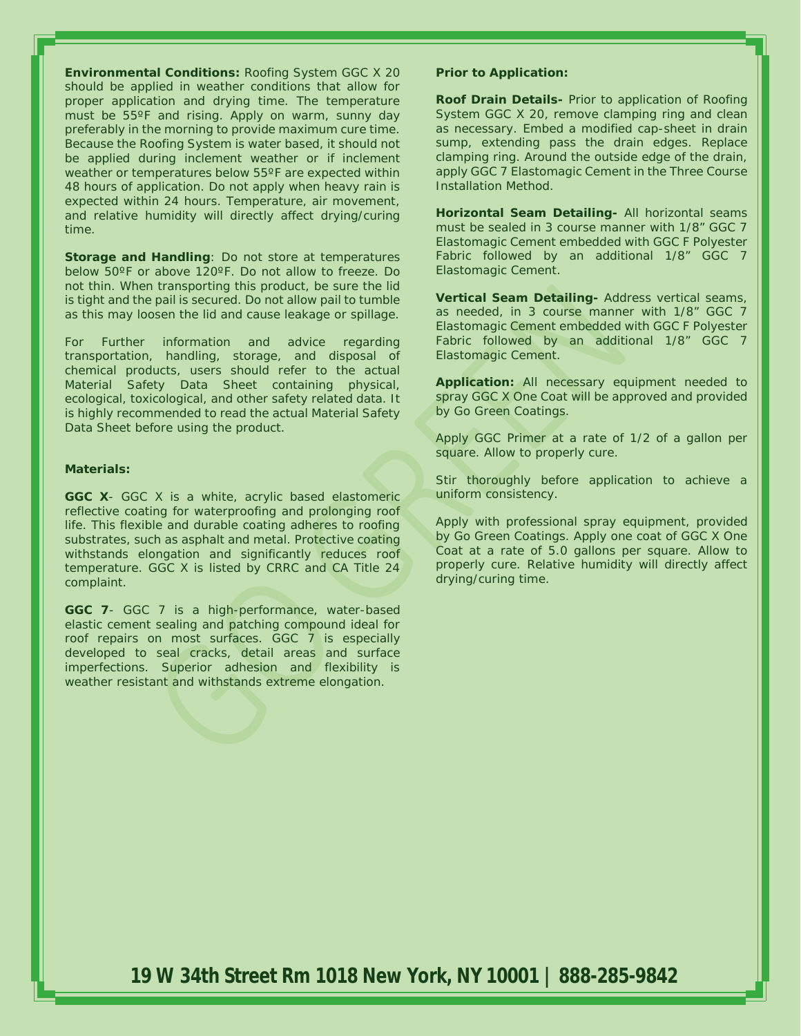**Environmental Conditions:** Roofing System GGC X 20 should be applied in weather conditions that allow for proper application and drying time. The temperature must be 55ºF and rising. Apply on warm, sunny day preferably in the morning to provide maximum cure time. Because the Roofing System is water based, it should not be applied during inclement weather or if inclement weather or temperatures below 55ºF are expected within 48 hours of application. Do not apply when heavy rain is expected within 24 hours. Temperature, air movement, and relative humidity will directly affect drying/curing time.

**Storage and Handling**: Do not store at temperatures below 50ºF or above 120ºF. Do not allow to freeze. Do not thin. When transporting this product, be sure the lid is tight and the pail is secured. Do not allow pail to tumble as this may loosen the lid and cause leakage or spillage.

For Further information and advice regarding transportation, handling, storage, and disposal of chemical products, users should refer to the actual Material Safety Data Sheet containing physical, ecological, toxicological, and other safety related data. It is highly recommended to read the actual Material Safety Data Sheet before using the product.

**Materials:**

**GGC X**- GGC X is a white, acrylic based elastomeric reflective coating for waterproofing and prolonging roof life. This flexible and durable coating adheres to roofing substrates, such as asphalt and metal. Protective coating withstands elongation and significantly reduces roof temperature. GGC X is listed by CRRC and CA Title 24 complaint.

**GGC 7**- GGC 7 is a high-performance, water-based elastic cement sealing and patching compound ideal for roof repairs on most surfaces. GGC 7 is especially developed to seal cracks, detail areas and surface imperfections. Superior adhesion and flexibility is weather resistant and withstands extreme elongation.

**Prior to Application:**

**Roof Drain Details-** Prior to application of Roofing System GGC X 20, remove clamping ring and clean as necessary. Embed a modified cap-sheet in drain sump, extending pass the drain edges. Replace clamping ring. Around the outside edge of the drain, apply GGC 7 Elastomagic Cement in the Three Course Installation Method.

**Horizontal Seam Detailing-** All horizontal seams must be sealed in 3 course manner with 1/8" GGC 7 Elastomagic Cement embedded with GGC F Polyester Fabric followed by an additional 1/8" GGC 7 Elastomagic Cement.

**Vertical Seam Detailing-** Address vertical seams, as needed, in 3 course manner with 1/8" GGC 7 Elastomagic Cement embedded with GGC F Polyester Fabric followed by an additional 1/8" GGC 7 Elastomagic Cement.

**Application:** All necessary equipment needed to spray GGC X One Coat will be approved and provided by Go Green Coatings.

Apply GGC Primer at a rate of 1/2 of a gallon per square. Allow to properly cure.

Stir thoroughly before application to achieve a uniform consistency.

Apply with professional spray equipment, provided by Go Green Coatings. Apply one coat of GGC X One Coat at a rate of 5.0 gallons per square. Allow to properly cure. Relative humidity will directly affect drying/curing time.

**19 W 34th Street Rm 1018 New York, NY 10001 | 888-285-9842**